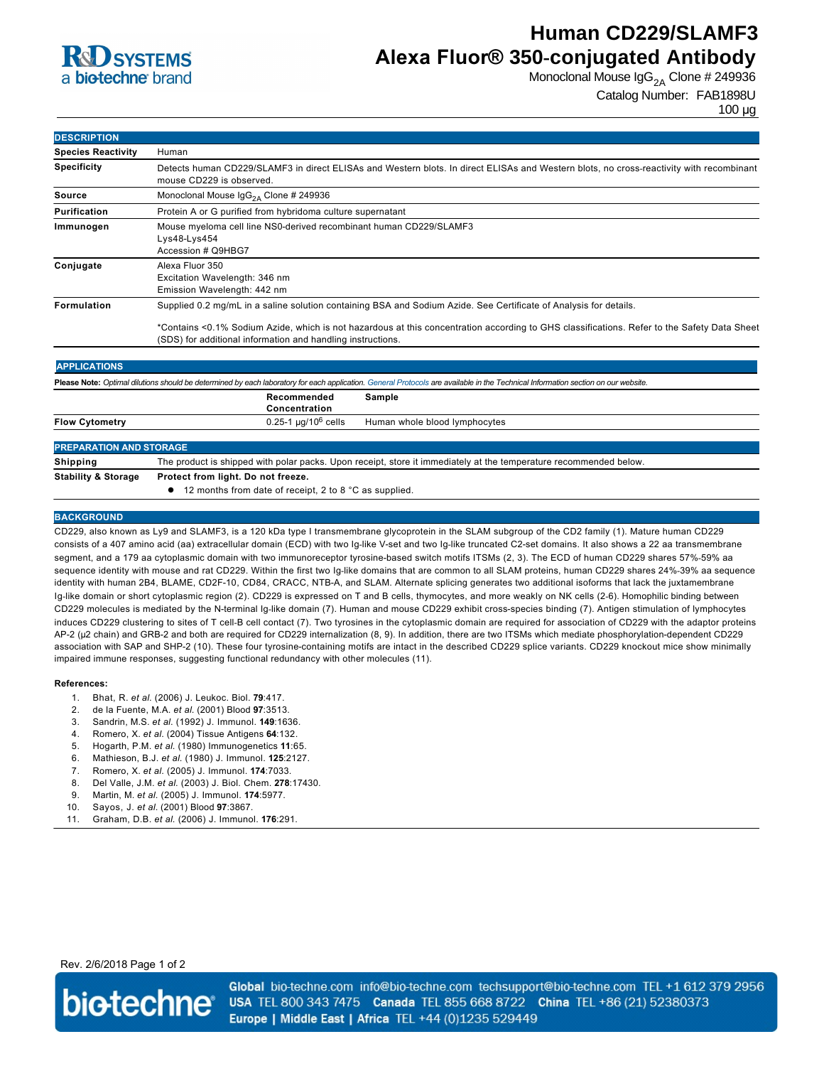# Human CD229/SLAMF3 Alexa Fluor® 350-conjugated Antibody

Monoclonal Mouse $IgG_{2A}$ Clone # 249936

Catalog Number: FAB1898U

100 µg

R&D SYSTEMS
a bio-techne brand

## DESCRIPTION

| | |
|---|---|
| **Species Reactivity** | Human |
| **Specificity** | Detects human CD229/SLAMF3 in direct ELISAs and Western blots. In direct ELISAs and Western blots, no cross-reactivity with recombinant mouse CD229 is observed. |
| **Source** | Monoclonal Mouse $IgG_{2A}$ Clone # 249936 |
| **Purification** | Protein A or G purified from hybridoma culture supernatant |
| **Immunogen** | Mouse myeloma cell line NS0-derived recombinant human CD229/SLAMF3<br>Lys48-Lys454<br>Accession # Q9HBG7 |
| **Conjugate** | Alexa Fluor 350<br>Excitation Wavelength: 346 nm<br>Emission Wavelength: 442 nm |
| **Formulation** | Supplied 0.2 mg/mL in a saline solution containing BSA and Sodium Azide. See Certificate of Analysis for details.<br><br>*Contains <0.1% Sodium Azide, which is not hazardous at this concentration according to GHS classifications. Refer to the Safety Data Sheet (SDS) for additional information and handling instructions. |

## APPLICATIONS

**Please Note:** *Optimal dilutions should be determined by each laboratory for each application. General Protocols are available in the Technical Information section on our website.*

| | Recommended Concentration | Sample |
|---|---|---|
| **Flow Cytometry** | 0.25-1 µg/$10^6$ cells | Human whole blood lymphocytes |

## PREPARATION AND STORAGE

| | |
|---|---|
| **Shipping** | The product is shipped with polar packs. Upon receipt, store it immediately at the temperature recommended below. |
| **Stability & Storage** | **Protect from light. Do not freeze.**<br>• 12 months from date of receipt, 2 to 8 °C as supplied. |

## BACKGROUND

CD229, also known as Ly9 and SLAMF3, is a 120 kDa type I transmembrane glycoprotein in the SLAM subgroup of the CD2 family (1). Mature human CD229 consists of a 407 amino acid (aa) extracellular domain (ECD) with two Ig-like V-set and two Ig-like truncated C2-set domains. It also shows a 22 aa transmembrane segment, and a 179 aa cytoplasmic domain with two immunoreceptor tyrosine-based switch motifs ITSMs (2, 3). The ECD of human CD229 shares 57%-59% aa sequence identity with mouse and rat CD229. Within the first two Ig-like domains that are common to all SLAM proteins, human CD229 shares 24%-39% aa sequence identity with human 2B4, BLAME, CD2F-10, CD84, CRACC, NTB-A, and SLAM. Alternate splicing generates two additional isoforms that lack the juxtamembrane Ig-like domain or short cytoplasmic region (2). CD229 is expressed on T and B cells, thymocytes, and more weakly on NK cells (2-6). Homophilic binding between CD229 molecules is mediated by the N-terminal Ig-like domain (7). Human and mouse CD229 exhibit cross-species binding (7). Antigen stimulation of lymphocytes induces CD229 clustering to sites of T cell-B cell contact (7). Two tyrosines in the cytoplasmic domain are required for association of CD229 with the adaptor proteins AP-2 (µ2 chain) and GRB-2 and both are required for CD229 internalization (8, 9). In addition, there are two ITSMs which mediate phosphorylation-dependent CD229 association with SAP and SHP-2 (10). These four tyrosine-containing motifs are intact in the described CD229 splice variants. CD229 knockout mice show minimally impaired immune responses, suggesting functional redundancy with other molecules (11).

**References:**

1. Bhat, R. *et al.* (2006) J. Leukoc. Biol. **79**:417.
2. de la Fuente, M.A. *et al.* (2001) Blood **97**:3513.
3. Sandrin, M.S. *et al.* (1992) J. Immunol. **149**:1636.
4. Romero, X. *et al.* (2004) Tissue Antigens **64**:132.
5. Hogarth, P.M. *et al.* (1980) Immunogenetics **11**:65.
6. Mathieson, B.J. *et al.* (1980) J. Immunol. **125**:2127.
7. Romero, X. *et al.* (2005) J. Immunol. **174**:7033.
8. Del Valle, J.M. *et al.* (2003) J. Biol. Chem. **278**:17430.
9. Martin, M. *et al.* (2005) J. Immunol. **174**:5977.
10. Sayos, J. *et al.* (2001) Blood **97**:3867.
11. Graham, D.B. *et al.* (2006) J. Immunol. **176**:291.

Rev. 2/6/2018

bio-techne

**Global** bio-techne.com info@bio-techne.com techsupport@bio-techne.com TEL +1 612 379 2956
**USA** TEL 800 343 7475 **Canada** TEL 855 668 8722 **China** TEL +86 (21) 52380373
**Europe | Middle East | Africa** TEL +44 (0)1235 529449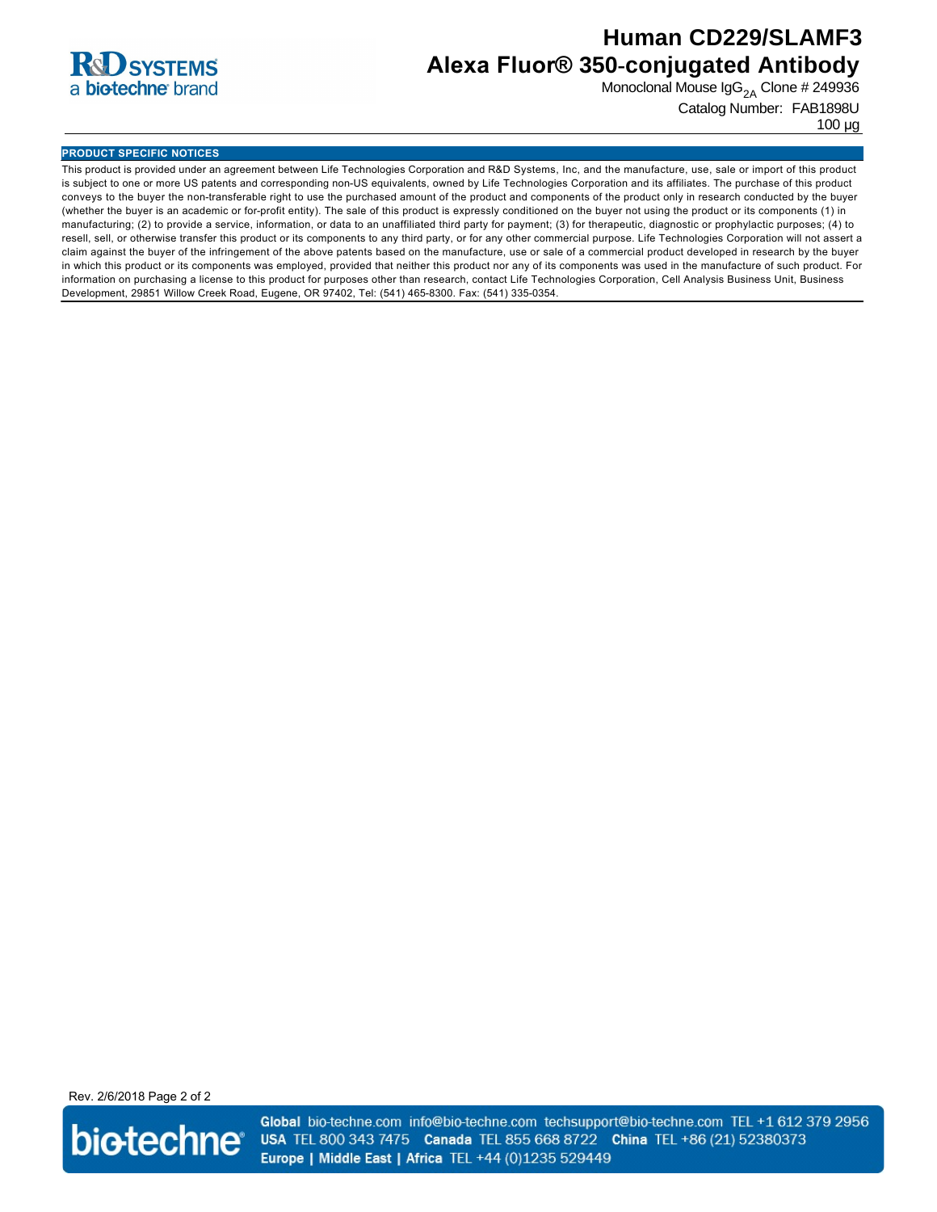# Human CD229/SLAMF3 Alexa Fluor® 350-conjugated Antibody

Monoclonal Mouse $IgG_{2A}$ Clone # 249936

Catalog Number: FAB1898U

100 µg

## PRODUCT SPECIFIC NOTICES

This product is provided under an agreement between Life Technologies Corporation and R&D Systems, Inc, and the manufacture, use, sale or import of this product is subject to one or more US patents and corresponding non-US equivalents, owned by Life Technologies Corporation and its affiliates. The purchase of this product conveys to the buyer the non-transferable right to use the purchased amount of the product and components of the product only in research conducted by the buyer (whether the buyer is an academic or for-profit entity). The sale of this product is expressly conditioned on the buyer not using the product or its components (1) in manufacturing; (2) to provide a service, information, or data to an unaffiliated third party for payment; (3) for therapeutic, diagnostic or prophylactic purposes; (4) to resell, sell, or otherwise transfer this product or its components to any third party, or for any other commercial purpose. Life Technologies Corporation will not assert a claim against the buyer of the infringement of the above patents based on the manufacture, use or sale of a commercial product developed in research by the buyer in which this product or its components was employed, provided that neither this product nor any of its components was used in the manufacture of such product. For information on purchasing a license to this product for purposes other than research, contact Life Technologies Corporation, Cell Analysis Business Unit, Business Development, 29851 Willow Creek Road, Eugene, OR 97402, Tel: (541) 465-8300. Fax: (541) 335-0354.

Rev. 2/6/2018

**Global** bio-techne.com info@bio-techne.com techsupport@bio-techne.com TEL +1 612 379 2956
**USA** TEL 800 343 7475 **Canada** TEL 855 668 8722 **China** TEL +86 (21) 52380373
**Europe | Middle East | Africa** TEL +44 (0)1235 529449